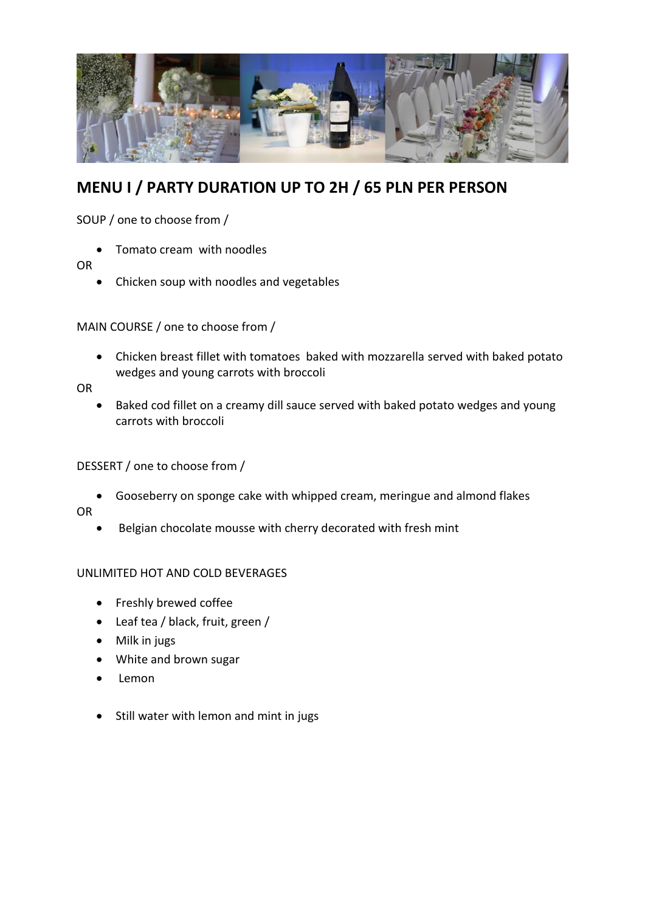# MENU I / PARTY DURATION UP TO 2H / 65 PLN PER PERSON

SOUP / one to choose from /

- Tomato cream with noodles

OR

- Chicken soup with noodles and vegetables

MAIN COURSE / one to choose from /

- Chicken breast fillet with tomatoes baked with mozzarella served with baked potato wedges and young carrots with broccoli

OR

- Baked cod fillet on a creamy dill sauce served with baked potato wedges and young carrots with broccoli

DESSERT / one to choose from /

- Gooseberry on sponge cake with whipped cream, meringue and almond flakes

OR

- Belgian chocolate mousse with cherry decorated with fresh mint

UNLIMITED HOT AND COLD BEVERAGES

- Freshly brewed coffee
- Leaf tea / black, fruit, green /
- Milk in jugs
- White and brown sugar
- Lemon

- Still water with lemon and mint in jugs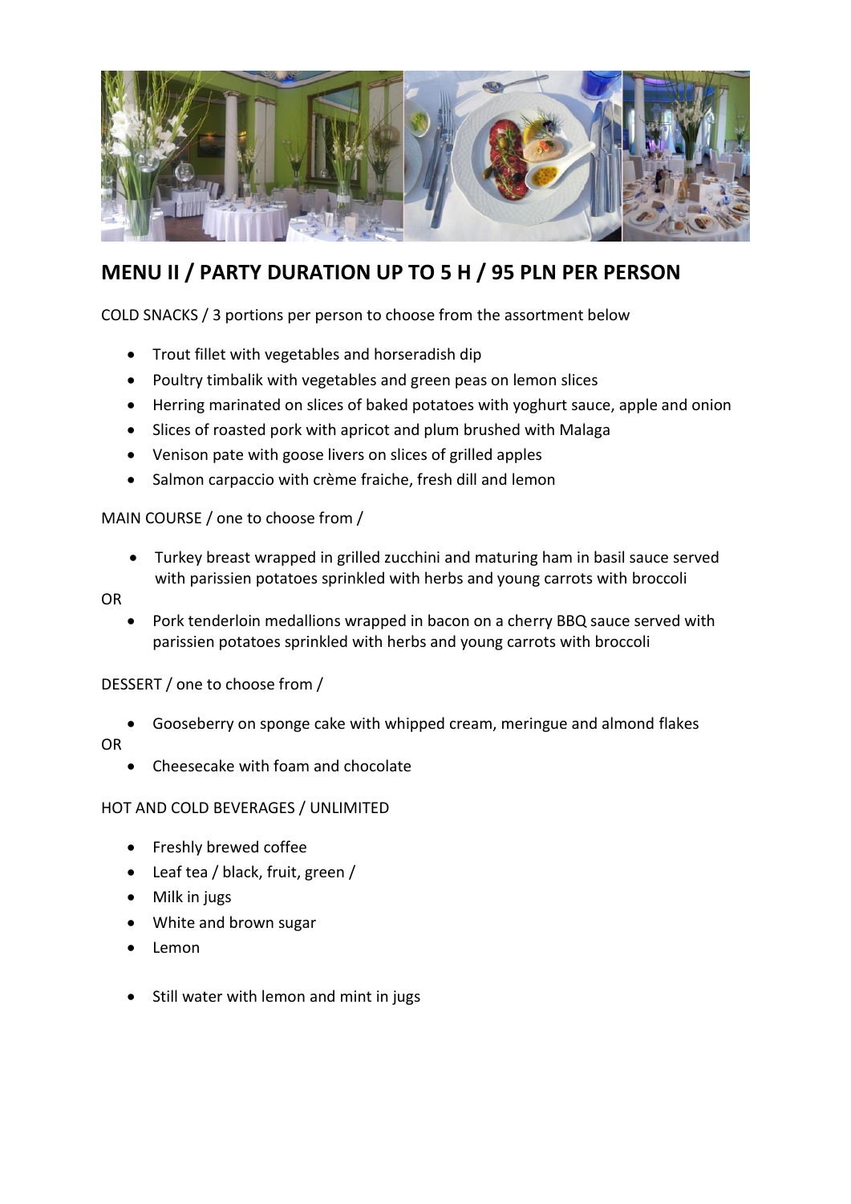## MENU II / PARTY DURATION UP TO 5 H / 95 PLN PER PERSON

COLD SNACKS / 3 portions per person to choose from the assortment below

- Trout fillet with vegetables and horseradish dip
- Poultry timbalik with vegetables and green peas on lemon slices
- Herring marinated on slices of baked potatoes with yoghurt sauce, apple and onion
- Slices of roasted pork with apricot and plum brushed with Malaga
- Venison pate with goose livers on slices of grilled apples
- Salmon carpaccio with crème fraiche, fresh dill and lemon

MAIN COURSE / one to choose from /

- Turkey breast wrapped in grilled zucchini and maturing ham in basil sauce served with parissien potatoes sprinkled with herbs and young carrots with broccoli

OR

- Pork tenderloin medallions wrapped in bacon on a cherry BBQ sauce served with parissien potatoes sprinkled with herbs and young carrots with broccoli

DESSERT / one to choose from /

- Gooseberry on sponge cake with whipped cream, meringue and almond flakes

OR

- Cheesecake with foam and chocolate

HOT AND COLD BEVERAGES / UNLIMITED

- Freshly brewed coffee
- Leaf tea / black, fruit, green /
- Milk in jugs
- White and brown sugar
- Lemon

- Still water with lemon and mint in jugs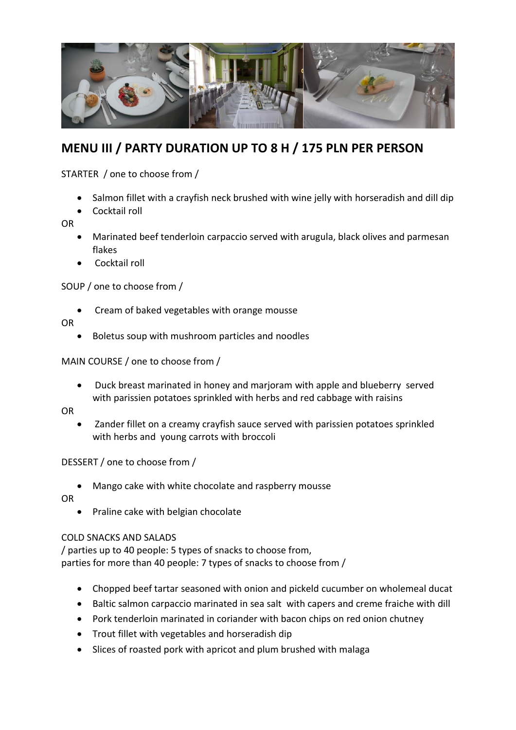## MENU III / PARTY DURATION UP TO 8 H / 175 PLN PER PERSON

STARTER / one to choose from /

- Salmon fillet with a crayfish neck brushed with wine jelly with horseradish and dill dip
- Cocktail roll

OR

- Marinated beef tenderloin carpaccio served with arugula, black olives and parmesan flakes
- Cocktail roll

SOUP / one to choose from /

- Cream of baked vegetables with orange mousse

OR

- Boletus soup with mushroom particles and noodles

MAIN COURSE / one to choose from /

- Duck breast marinated in honey and marjoram with apple and blueberry served with parissien potatoes sprinkled with herbs and red cabbage with raisins

OR

- Zander fillet on a creamy crayfish sauce served with parissien potatoes sprinkled with herbs and young carrots with broccoli

DESSERT / one to choose from /

- Mango cake with white chocolate and raspberry mousse

OR

- Praline cake with belgian chocolate

COLD SNACKS AND SALADS
/ parties up to 40 people: 5 types of snacks to choose from,
parties for more than 40 people: 7 types of snacks to choose from /

- Chopped beef tartar seasoned with onion and pickeld cucumber on wholemeal ducat
- Baltic salmon carpaccio marinated in sea salt with capers and creme fraiche with dill
- Pork tenderloin marinated in coriander with bacon chips on red onion chutney
- Trout fillet with vegetables and horseradish dip
- Slices of roasted pork with apricot and plum brushed with malaga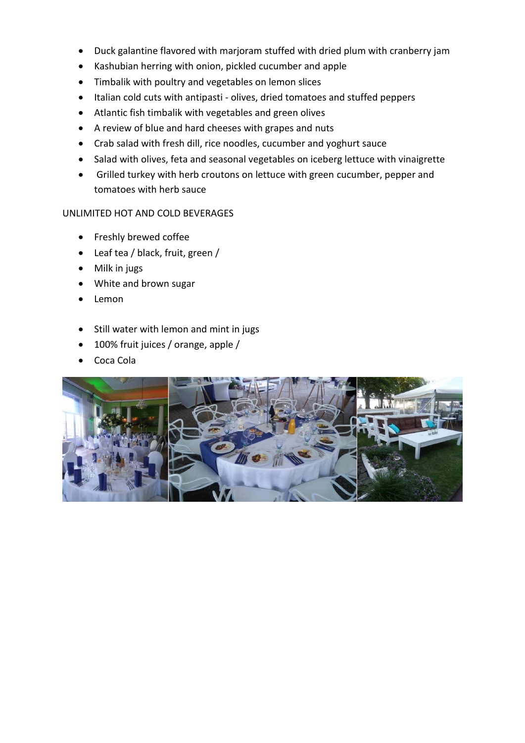- Duck galantine flavored with marjoram stuffed with dried plum with cranberry jam
- Kashubian herring with onion, pickled cucumber and apple
- Timbalik with poultry and vegetables on lemon slices
- Italian cold cuts with antipasti - olives, dried tomatoes and stuffed peppers
- Atlantic fish timbalik with vegetables and green olives
- A review of blue and hard cheeses with grapes and nuts
- Crab salad with fresh dill, rice noodles, cucumber and yoghurt sauce
- Salad with olives, feta and seasonal vegetables on iceberg lettuce with vinaigrette
- Grilled turkey with herb croutons on lettuce with green cucumber, pepper and tomatoes with herb sauce

UNLIMITED HOT AND COLD BEVERAGES

- Freshly brewed coffee
- Leaf tea / black, fruit, green /
- Milk in jugs
- White and brown sugar
- Lemon

- Still water with lemon and mint in jugs
- 100% fruit juices / orange, apple /
- Coca Cola